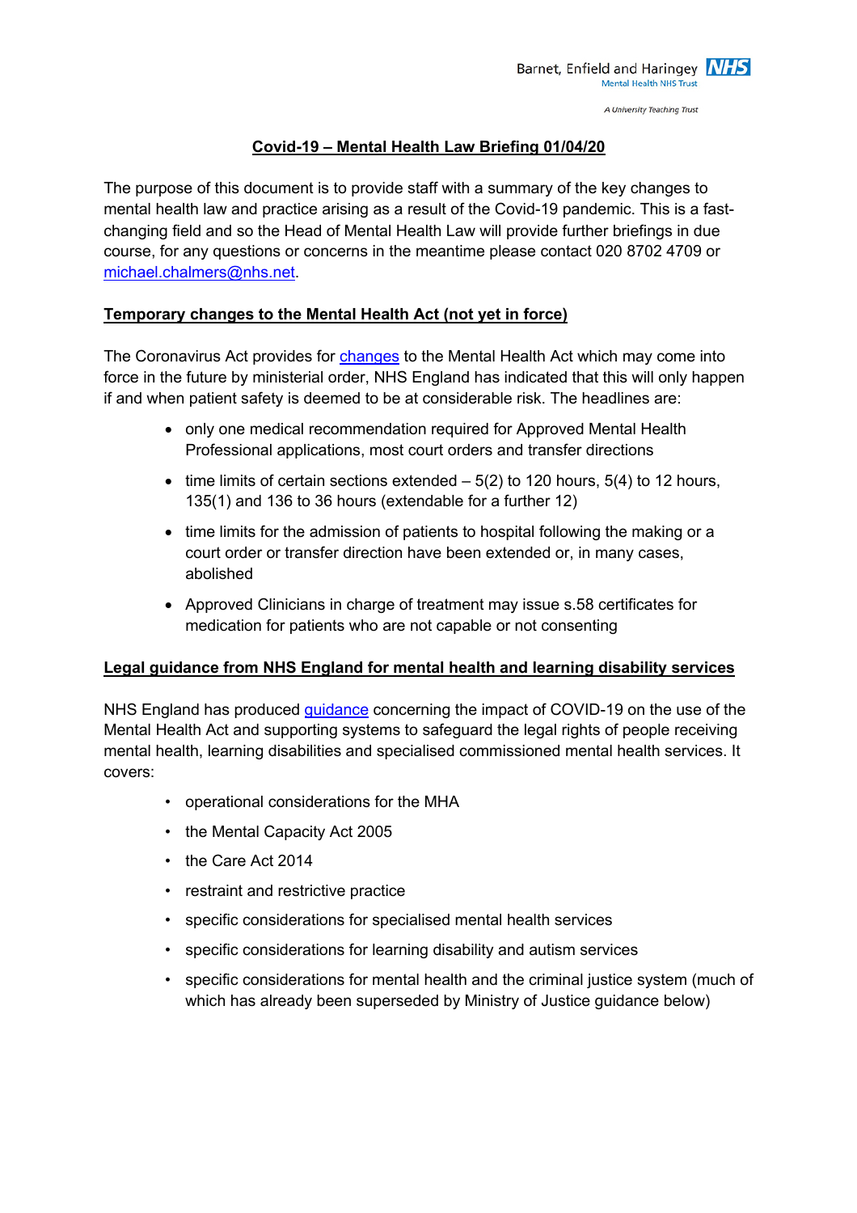# Covid-19 – Mental Health Law Briefing 01/04/20

The purpose of this document is to provide staff with a summary of the key changes to mental health law and practice arising as a result of the Covid-19 pandemic. This is a fast-changing field and so the Head of Mental Health Law will provide further briefings in due course, for any questions or concerns in the meantime please contact 020 8702 4709 or michael.chalmers@nhs.net.

## Temporary changes to the Mental Health Act (not yet in force)

The Coronavirus Act provides for changes to the Mental Health Act which may come into force in the future by ministerial order, NHS England has indicated that this will only happen if and when patient safety is deemed to be at considerable risk. The headlines are:

- only one medical recommendation required for Approved Mental Health Professional applications, most court orders and transfer directions
- time limits of certain sections extended – 5(2) to 120 hours, 5(4) to 12 hours, 135(1) and 136 to 36 hours (extendable for a further 12)
- time limits for the admission of patients to hospital following the making or a court order or transfer direction have been extended or, in many cases, abolished
- Approved Clinicians in charge of treatment may issue s.58 certificates for medication for patients who are not capable or not consenting

## Legal guidance from NHS England for mental health and learning disability services

NHS England has produced guidance concerning the impact of COVID-19 on the use of the Mental Health Act and supporting systems to safeguard the legal rights of people receiving mental health, learning disabilities and specialised commissioned mental health services. It covers:

- operational considerations for the MHA
- the Mental Capacity Act 2005
- the Care Act 2014
- restraint and restrictive practice
- specific considerations for specialised mental health services
- specific considerations for learning disability and autism services
- specific considerations for mental health and the criminal justice system (much of which has already been superseded by Ministry of Justice guidance below)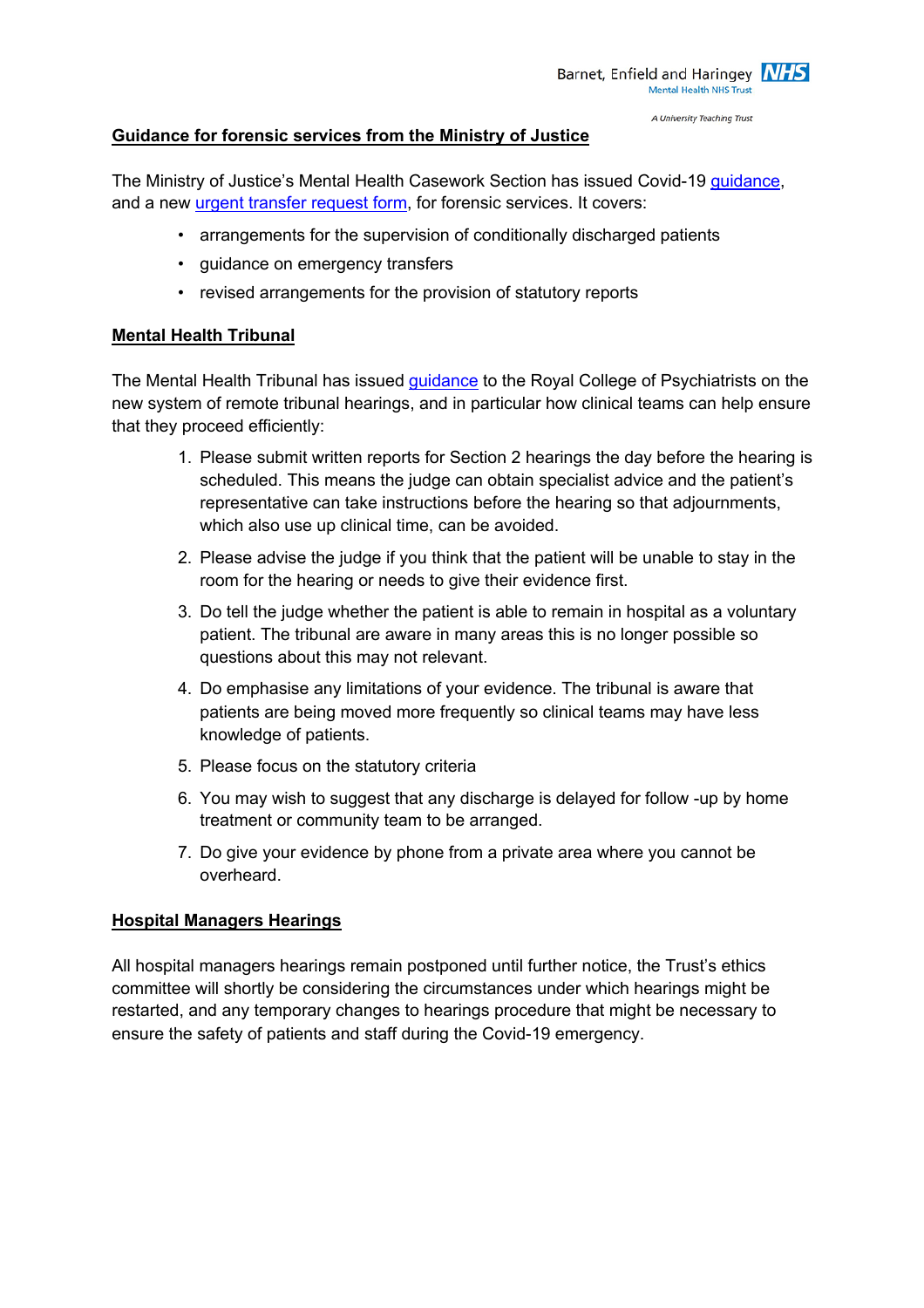## Guidance for forensic services from the Ministry of Justice

The Ministry of Justice's Mental Health Casework Section has issued Covid-19 guidance, and a new urgent transfer request form, for forensic services. It covers:

- arrangements for the supervision of conditionally discharged patients
- guidance on emergency transfers
- revised arrangements for the provision of statutory reports

## Mental Health Tribunal

The Mental Health Tribunal has issued guidance to the Royal College of Psychiatrists on the new system of remote tribunal hearings, and in particular how clinical teams can help ensure that they proceed efficiently:

1. Please submit written reports for Section 2 hearings the day before the hearing is scheduled. This means the judge can obtain specialist advice and the patient's representative can take instructions before the hearing so that adjournments, which also use up clinical time, can be avoided.
2. Please advise the judge if you think that the patient will be unable to stay in the room for the hearing or needs to give their evidence first.
3. Do tell the judge whether the patient is able to remain in hospital as a voluntary patient. The tribunal are aware in many areas this is no longer possible so questions about this may not relevant.
4. Do emphasise any limitations of your evidence. The tribunal is aware that patients are being moved more frequently so clinical teams may have less knowledge of patients.
5. Please focus on the statutory criteria
6. You may wish to suggest that any discharge is delayed for follow -up by home treatment or community team to be arranged.
7. Do give your evidence by phone from a private area where you cannot be overheard.

## Hospital Managers Hearings

All hospital managers hearings remain postponed until further notice, the Trust's ethics committee will shortly be considering the circumstances under which hearings might be restarted, and any temporary changes to hearings procedure that might be necessary to ensure the safety of patients and staff during the Covid-19 emergency.